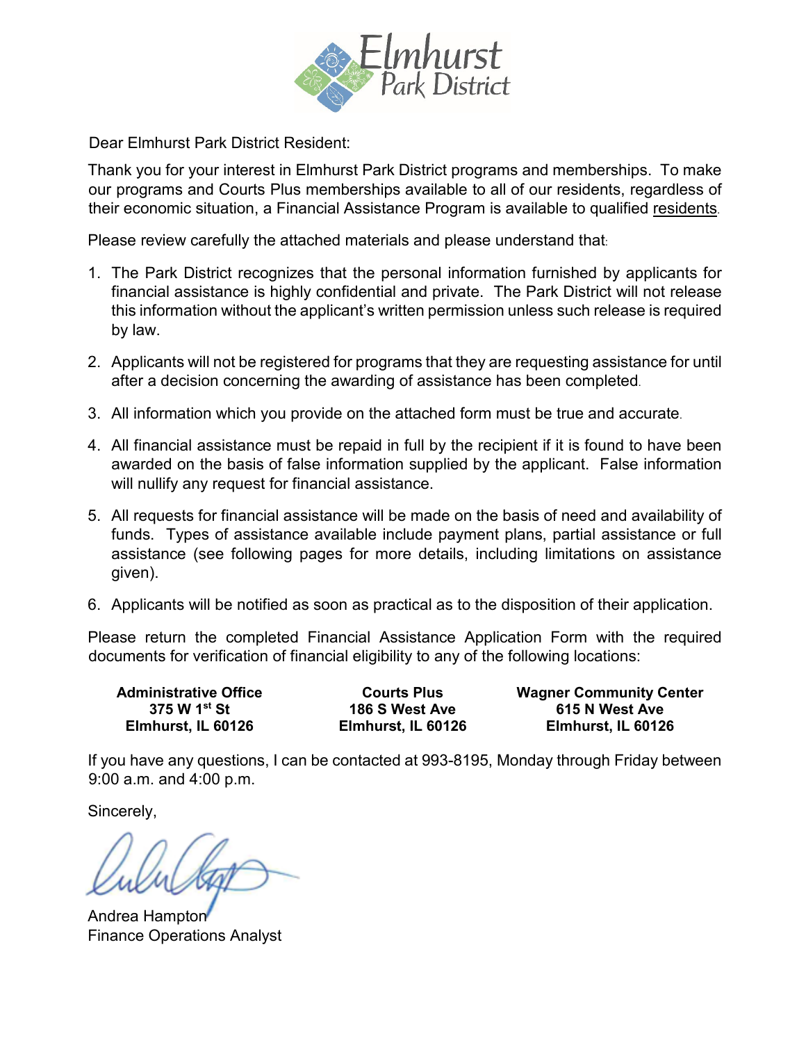Elmhurst Park District

Dear Elmhurst Park District Resident:

Thank you for your interest in Elmhurst Park District programs and memberships. To make our programs and Courts Plus memberships available to all of our residents, regardless of their economic situation, a Financial Assistance Program is available to qualified residents.

Please review carefully the attached materials and please understand that:

1. The Park District recognizes that the personal information furnished by applicants for financial assistance is highly confidential and private. The Park District will not release this information without the applicant's written permission unless such release is required by law.
2. Applicants will not be registered for programs that they are requesting assistance for until after a decision concerning the awarding of assistance has been completed.
3. All information which you provide on the attached form must be true and accurate.
4. All financial assistance must be repaid in full by the recipient if it is found to have been awarded on the basis of false information supplied by the applicant. False information will nullify any request for financial assistance.
5. All requests for financial assistance will be made on the basis of need and availability of funds. Types of assistance available include payment plans, partial assistance or full assistance (see following pages for more details, including limitations on assistance given).
6. Applicants will be notified as soon as practical as to the disposition of their application.

Please return the completed Financial Assistance Application Form with the required documents for verification of financial eligibility to any of the following locations:

**Administrative Office**
**375 W 1st St**
**Elmhurst, IL 60126**

**Courts Plus**
**186 S West Ave**
**Elmhurst, IL 60126**

**Wagner Community Center**
**615 N West Ave**
**Elmhurst, IL 60126**

If you have any questions, I can be contacted at 993-8195, Monday through Friday between 9:00 a.m. and 4:00 p.m.

Sincerely,

Andrea Hampton
Finance Operations Analyst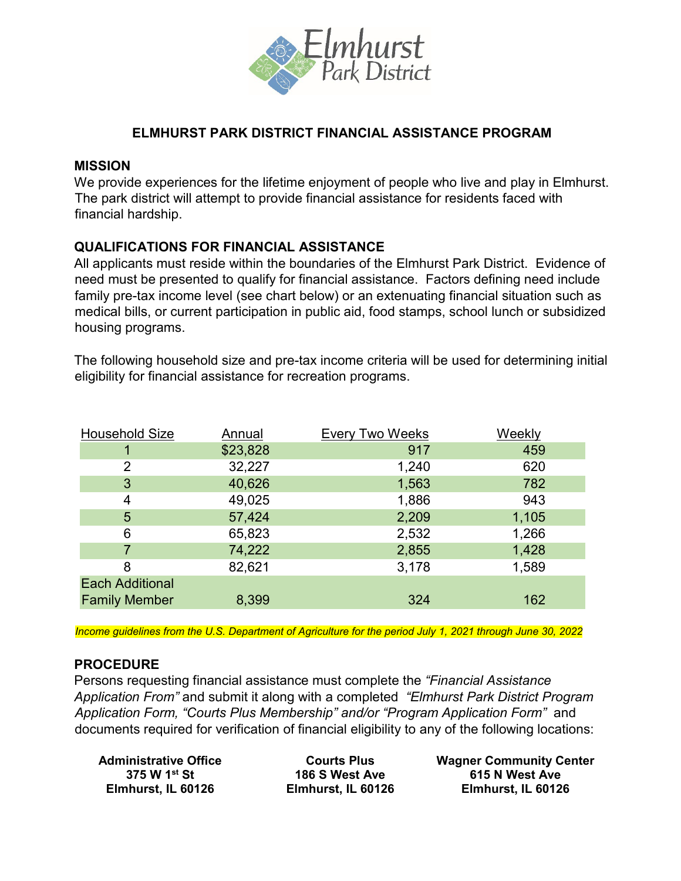# ELMHURST PARK DISTRICT FINANCIAL ASSISTANCE PROGRAM

## MISSION

We provide experiences for the lifetime enjoyment of people who live and play in Elmhurst. The park district will attempt to provide financial assistance for residents faced with financial hardship.

## QUALIFICATIONS FOR FINANCIAL ASSISTANCE

All applicants must reside within the boundaries of the Elmhurst Park District. Evidence of need must be presented to qualify for financial assistance. Factors defining need include family pre-tax income level (see chart below) or an extenuating financial situation such as medical bills, or current participation in public aid, food stamps, school lunch or subsidized housing programs.

The following household size and pre-tax income criteria will be used for determining initial eligibility for financial assistance for recreation programs.

| Household Size | Annual | Every Two Weeks | Weekly |
|---|---|---|---|
| 1 | $23,828 | 917 | 459 |
| 2 | 32,227 | 1,240 | 620 |
| 3 | 40,626 | 1,563 | 782 |
| 4 | 49,025 | 1,886 | 943 |
| 5 | 57,424 | 2,209 | 1,105 |
| 6 | 65,823 | 2,532 | 1,266 |
| 7 | 74,222 | 2,855 | 1,428 |
| 8 | 82,621 | 3,178 | 1,589 |
| Each Additional Family Member | 8,399 | 324 | 162 |

*Income guidelines from the U.S. Department of Agriculture for the period July 1, 2021 through June 30, 2022*

## PROCEDURE

Persons requesting financial assistance must complete the *"Financial Assistance Application From"* and submit it along with a completed *"Elmhurst Park District Program Application Form, "Courts Plus Membership" and/or "Program Application Form"* and documents required for verification of financial eligibility to any of the following locations:

**Administrative Office**
**375 W 1st St**
**Elmhurst, IL 60126**

**Courts Plus**
**186 S West Ave**
**Elmhurst, IL 60126**

**Wagner Community Center**
**615 N West Ave**
**Elmhurst, IL 60126**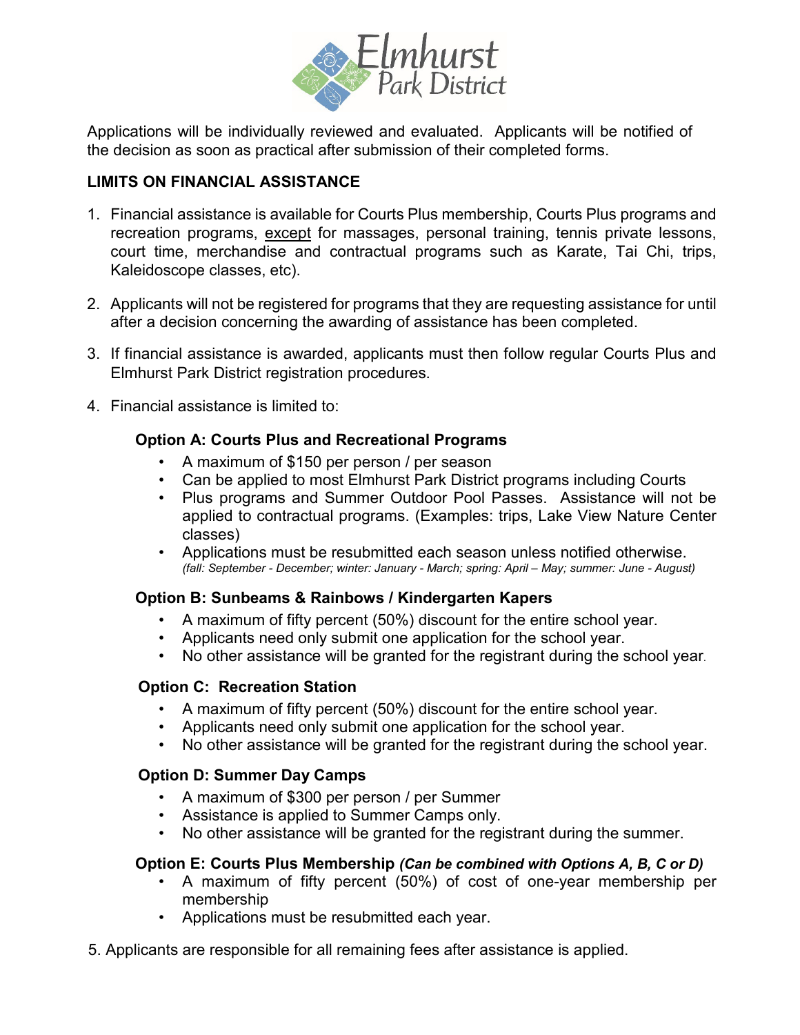Applications will be individually reviewed and evaluated. Applicants will be notified of the decision as soon as practical after submission of their completed forms.

**LIMITS ON FINANCIAL ASSISTANCE**

1. Financial assistance is available for Courts Plus membership, Courts Plus programs and recreation programs, <u>except</u> for massages, personal training, tennis private lessons, court time, merchandise and contractual programs such as Karate, Tai Chi, trips, Kaleidoscope classes, etc).

2. Applicants will not be registered for programs that they are requesting assistance for until after a decision concerning the awarding of assistance has been completed.

3. If financial assistance is awarded, applicants must then follow regular Courts Plus and Elmhurst Park District registration procedures.

4. Financial assistance is limited to:

   **Option A: Courts Plus and Recreational Programs**
   - A maximum of $150 per person / per season
   - Can be applied to most Elmhurst Park District programs including Courts
   - Plus programs and Summer Outdoor Pool Passes. Assistance will not be applied to contractual programs. (Examples: trips, Lake View Nature Center classes)
   - Applications must be resubmitted each season unless notified otherwise. *(fall: September - December; winter: January - March; spring: April – May; summer: June - August)*

   **Option B: Sunbeams & Rainbows / Kindergarten Kapers**
   - A maximum of fifty percent (50%) discount for the entire school year.
   - Applicants need only submit one application for the school year.
   - No other assistance will be granted for the registrant during the school year.

   **Option C: Recreation Station**
   - A maximum of fifty percent (50%) discount for the entire school year.
   - Applicants need only submit one application for the school year.
   - No other assistance will be granted for the registrant during the school year.

   **Option D: Summer Day Camps**
   - A maximum of $300 per person / per Summer
   - Assistance is applied to Summer Camps only.
   - No other assistance will be granted for the registrant during the summer.

   **Option E: Courts Plus Membership** ***(Can be combined with Options A, B, C or D)***
   - A maximum of fifty percent (50%) of cost of one-year membership per membership
   - Applications must be resubmitted each year.

5. Applicants are responsible for all remaining fees after assistance is applied.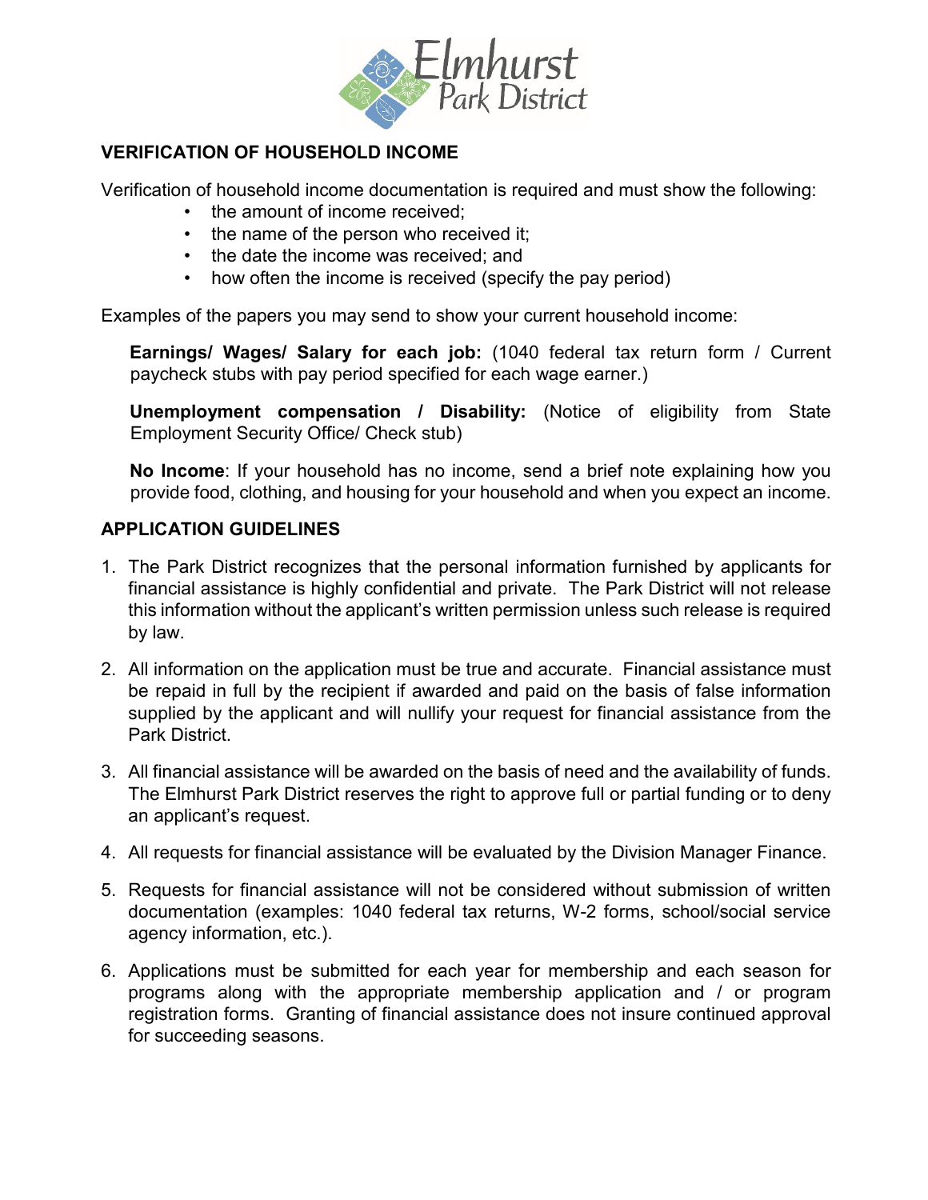## VERIFICATION OF HOUSEHOLD INCOME

Verification of household income documentation is required and must show the following:

- the amount of income received;
- the name of the person who received it;
- the date the income was received; and
- how often the income is received (specify the pay period)

Examples of the papers you may send to show your current household income:

**Earnings/ Wages/ Salary for each job:** (1040 federal tax return form / Current paycheck stubs with pay period specified for each wage earner.)

**Unemployment compensation / Disability:** (Notice of eligibility from State Employment Security Office/ Check stub)

**No Income**: If your household has no income, send a brief note explaining how you provide food, clothing, and housing for your household and when you expect an income.

## APPLICATION GUIDELINES

1. The Park District recognizes that the personal information furnished by applicants for financial assistance is highly confidential and private. The Park District will not release this information without the applicant's written permission unless such release is required by law.

2. All information on the application must be true and accurate. Financial assistance must be repaid in full by the recipient if awarded and paid on the basis of false information supplied by the applicant and will nullify your request for financial assistance from the Park District.

3. All financial assistance will be awarded on the basis of need and the availability of funds. The Elmhurst Park District reserves the right to approve full or partial funding or to deny an applicant's request.

4. All requests for financial assistance will be evaluated by the Division Manager Finance.

5. Requests for financial assistance will not be considered without submission of written documentation (examples: 1040 federal tax returns, W-2 forms, school/social service agency information, etc.).

6. Applications must be submitted for each year for membership and each season for programs along with the appropriate membership application and / or program registration forms. Granting of financial assistance does not insure continued approval for succeeding seasons.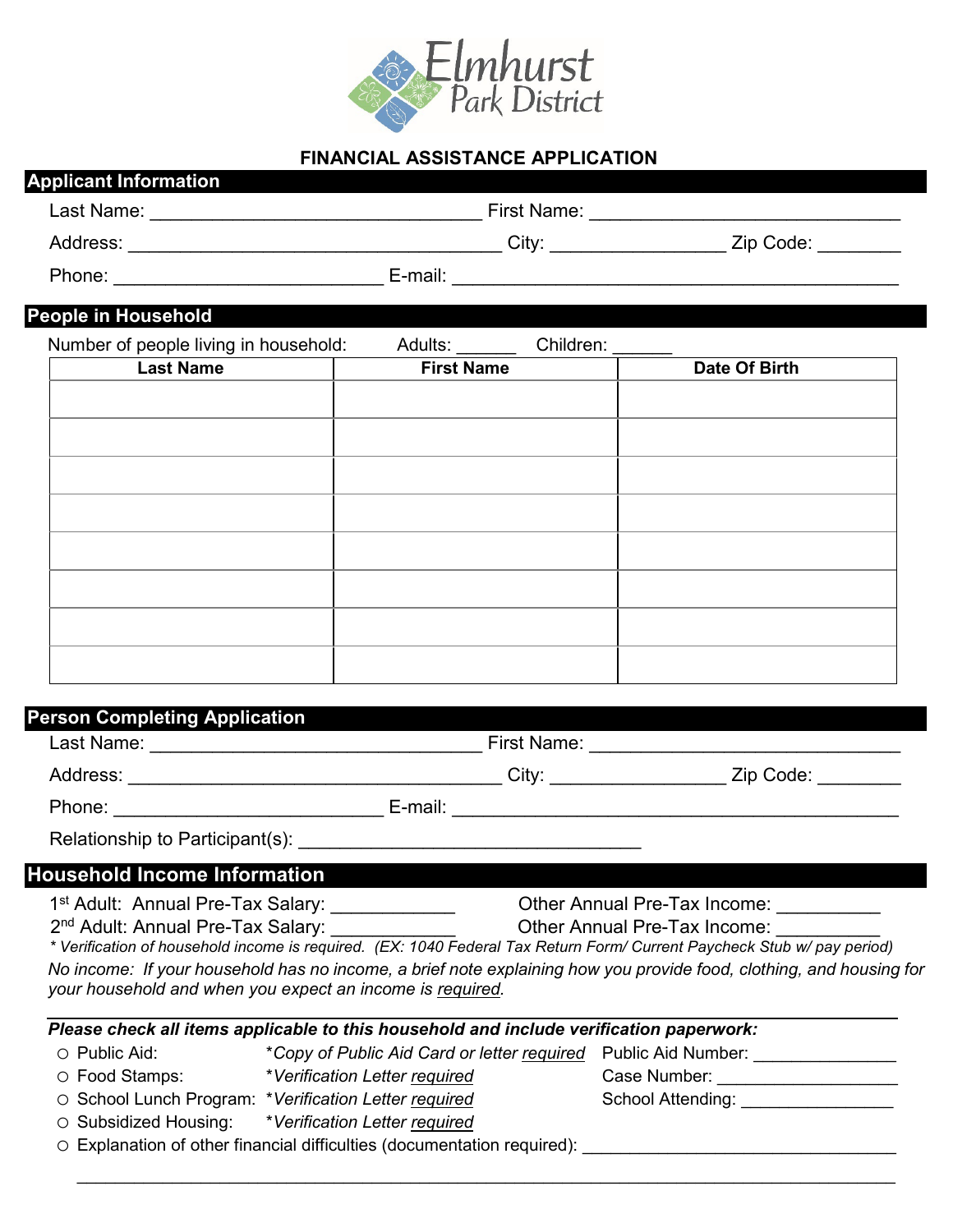Elmhurst Park District

# FINANCIAL ASSISTANCE APPLICATION

## Applicant Information

Last Name: ________________________________ First Name: ______________________________

Address: ____________________________________ City: ________________ Zip Code: ________

Phone: __________________________ E-mail: ___________________________________________

## People in Household

Number of people living in household: Adults: ______ Children: ______

| Last Name | First Name | Date Of Birth |
|---|---|---|
| | | |
| | | |
| | | |
| | | |
| | | |
| | | |
| | | |
| | | |

## Person Completing Application

Last Name: ________________________________ First Name: ______________________________

Address: ____________________________________ City: ________________ Zip Code: ________

Phone: __________________________ E-mail: ___________________________________________

Relationship to Participant(s): _________________________________

## Household Income Information

1st Adult: Annual Pre-Tax Salary: ____________ Other Annual Pre-Tax Income: __________

2nd Adult: Annual Pre-Tax Salary: ____________ Other Annual Pre-Tax Income: __________

*\* Verification of household income is required. (EX: 1040 Federal Tax Return Form/ Current Paycheck Stub w/ pay period)*

*No income: If your household has no income, a brief note explaining how you provide food, clothing, and housing for your household and when you expect an income is required.*

***Please check all items applicable to this household and include verification paperwork:***

- ○ Public Aid: *\*Copy of Public Aid Card or letter required* Public Aid Number: _______________
- ○ Food Stamps: *\*Verification Letter required* Case Number: ___________________
- ○ School Lunch Program: *\*Verification Letter required* School Attending: ________________
- ○ Subsidized Housing: *\*Verification Letter required*
- ○ Explanation of other financial difficulties (documentation required): _________________________________

_____________________________________________________________________________________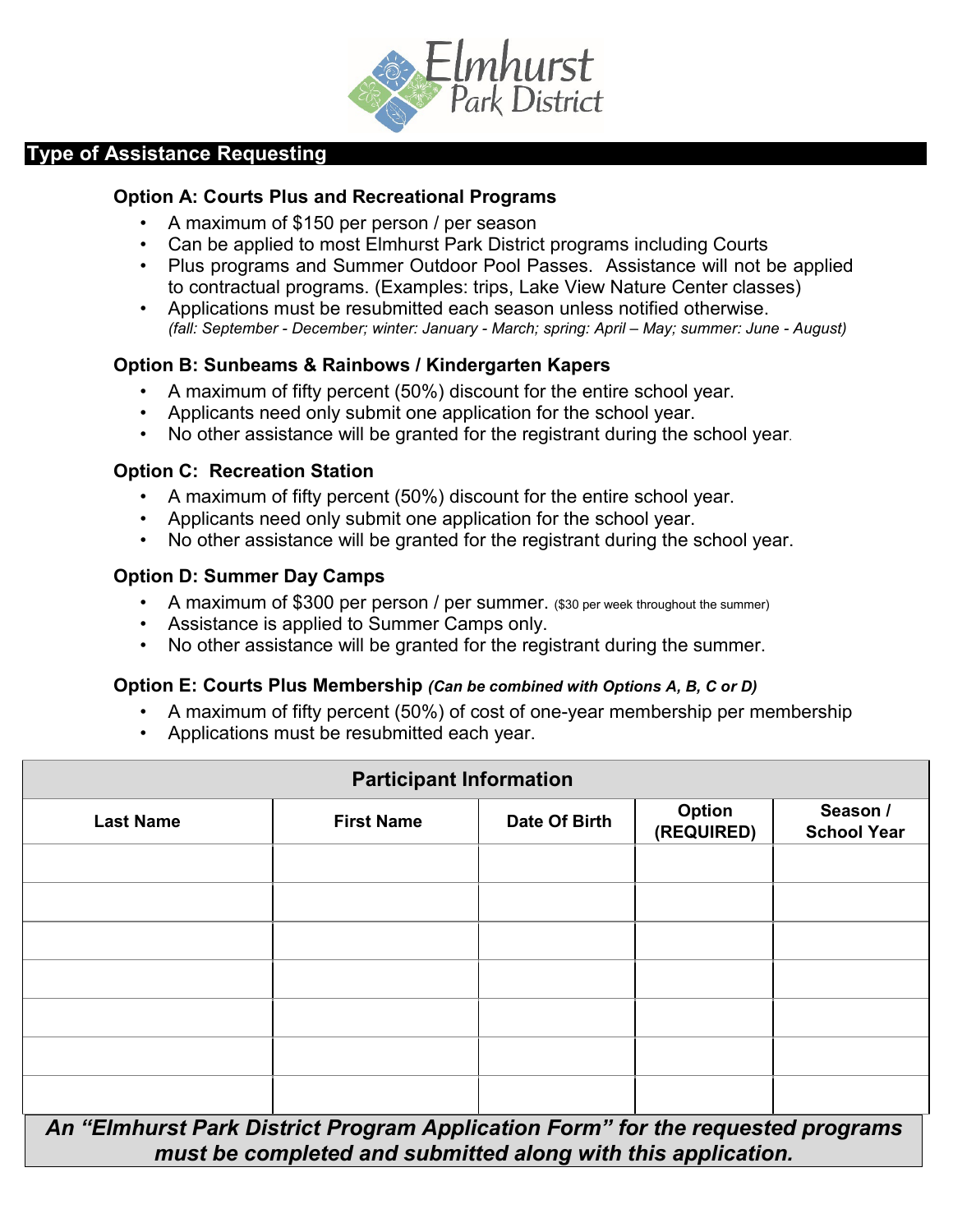Elmhurst Park District

## Type of Assistance Requesting

### Option A: Courts Plus and Recreational Programs

- A maximum of $150 per person / per season
- Can be applied to most Elmhurst Park District programs including Courts
- Plus programs and Summer Outdoor Pool Passes. Assistance will not be applied to contractual programs. (Examples: trips, Lake View Nature Center classes)
- Applications must be resubmitted each season unless notified otherwise. *(fall: September - December; winter: January - March; spring: April – May; summer: June - August)*

### Option B: Sunbeams & Rainbows / Kindergarten Kapers

- A maximum of fifty percent (50%) discount for the entire school year.
- Applicants need only submit one application for the school year.
- No other assistance will be granted for the registrant during the school year.

### Option C: Recreation Station

- A maximum of fifty percent (50%) discount for the entire school year.
- Applicants need only submit one application for the school year.
- No other assistance will be granted for the registrant during the school year.

### Option D: Summer Day Camps

- A maximum of $300 per person / per summer. ($30 per week throughout the summer)
- Assistance is applied to Summer Camps only.
- No other assistance will be granted for the registrant during the summer.

### Option E: Courts Plus Membership *(Can be combined with Options A, B, C or D)*

- A maximum of fifty percent (50%) of cost of one-year membership per membership
- Applications must be resubmitted each year.

| Participant Information | | | | |
|---|---|---|---|---|
| **Last Name** | **First Name** | **Date Of Birth** | **Option (REQUIRED)** | **Season / School Year** |
| | | | | |
| | | | | |
| | | | | |
| | | | | |
| | | | | |
| | | | | |
| | | | | |

***An "Elmhurst Park District Program Application Form" for the requested programs must be completed and submitted along with this application.***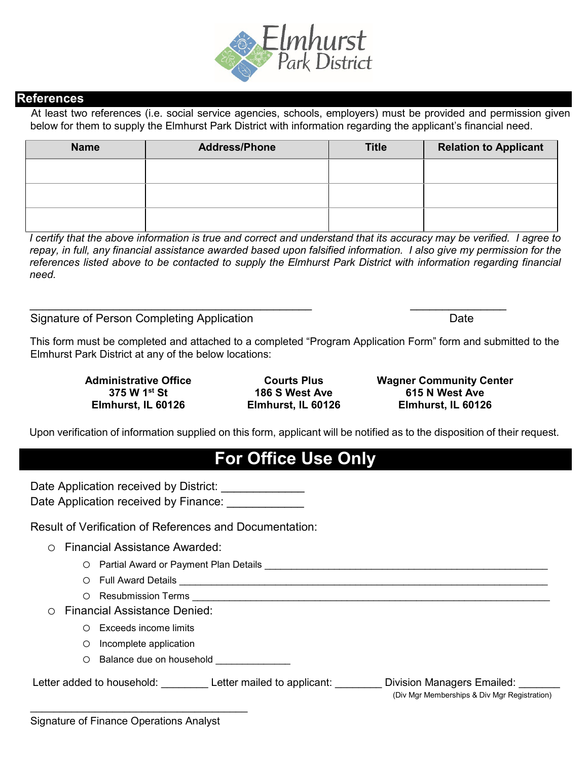## References

At least two references (i.e. social service agencies, schools, employers) must be provided and permission given below for them to supply the Elmhurst Park District with information regarding the applicant's financial need.

| Name | Address/Phone | Title | Relation to Applicant |
|---|---|---|---|
| | | | |
| | | | |
| | | | |

*I certify that the above information is true and correct and understand that its accuracy may be verified. I agree to repay, in full, any financial assistance awarded based upon falsified information. I also give my permission for the references listed above to be contacted to supply the Elmhurst Park District with information regarding financial need.*

_____________________________________________ _______________

Signature of Person Completing Application Date

This form must be completed and attached to a completed "Program Application Form" form and submitted to the Elmhurst Park District at any of the below locations:

**Administrative Office**
**375 W 1st St**
**Elmhurst, IL 60126**

**Courts Plus**
**186 S West Ave**
**Elmhurst, IL 60126**

**Wagner Community Center**
**615 N West Ave**
**Elmhurst, IL 60126**

Upon verification of information supplied on this form, applicant will be notified as to the disposition of their request.

## For Office Use Only

Date Application received by District: _____________

Date Application received by Finance: ____________

Result of Verification of References and Documentation:

- Financial Assistance Awarded:
  - Partial Award or Payment Plan Details _______________________________________________
  - Full Award Details _______________________________________________________________
  - Resubmission Terms ______________________________________________________________
- Financial Assistance Denied:
  - Exceeds income limits
  - Incomplete application
  - Balance due on household _____________

Letter added to household: ________ Letter mailed to applicant: ________ Division Managers Emailed: _______
(Div Mgr Memberships & Div Mgr Registration)

_____________________________________

Signature of Finance Operations Analyst